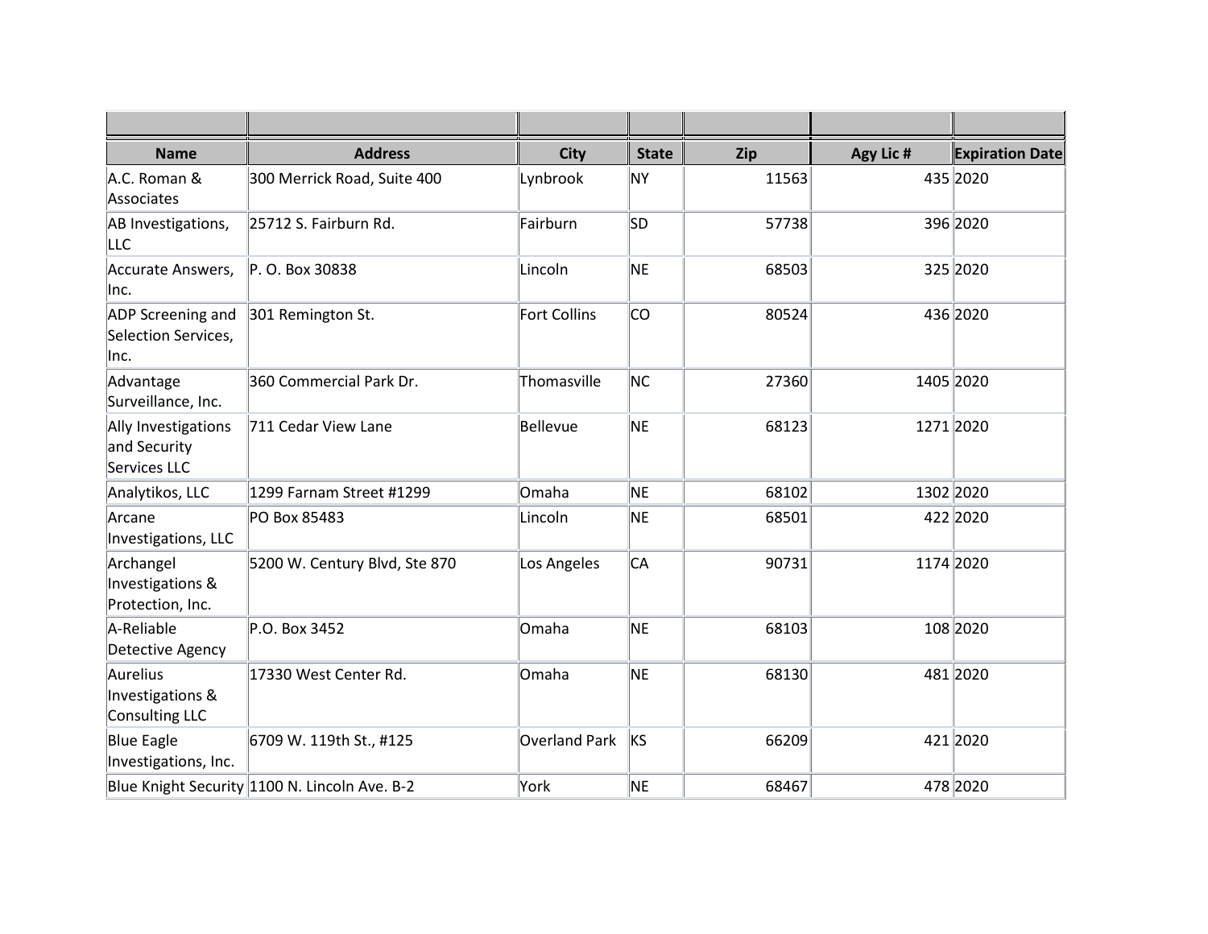| Name | Address | City | State | Zip | Agy Lic # | Expiration Date |
| --- | --- | --- | --- | --- | --- | --- |
| A.C. Roman & Associates | 300 Merrick Road, Suite 400 | Lynbrook | NY | 11563 | 435 | 2020 |
| AB Investigations, LLC | 25712 S. Fairburn Rd. | Fairburn | SD | 57738 | 396 | 2020 |
| Accurate Answers, Inc. | P. O. Box 30838 | Lincoln | NE | 68503 | 325 | 2020 |
| ADP Screening and Selection Services, Inc. | 301 Remington St. | Fort Collins | CO | 80524 | 436 | 2020 |
| Advantage Surveillance, Inc. | 360 Commercial Park Dr. | Thomasville | NC | 27360 | 1405 | 2020 |
| Ally Investigations and Security Services LLC | 711 Cedar View Lane | Bellevue | NE | 68123 | 1271 | 2020 |
| Analytikos, LLC | 1299 Farnam Street #1299 | Omaha | NE | 68102 | 1302 | 2020 |
| Arcane Investigations, LLC | PO Box 85483 | Lincoln | NE | 68501 | 422 | 2020 |
| Archangel Investigations & Protection, Inc. | 5200 W. Century Blvd, Ste 870 | Los Angeles | CA | 90731 | 1174 | 2020 |
| A-Reliable Detective Agency | P.O. Box 3452 | Omaha | NE | 68103 | 108 | 2020 |
| Aurelius Investigations & Consulting LLC | 17330 West Center Rd. | Omaha | NE | 68130 | 481 | 2020 |
| Blue Eagle Investigations, Inc. | 6709 W. 119th St., #125 | Overland Park | KS | 66209 | 421 | 2020 |
| Blue Knight Security | 1100 N. Lincoln Ave. B-2 | York | NE | 68467 | 478 | 2020 |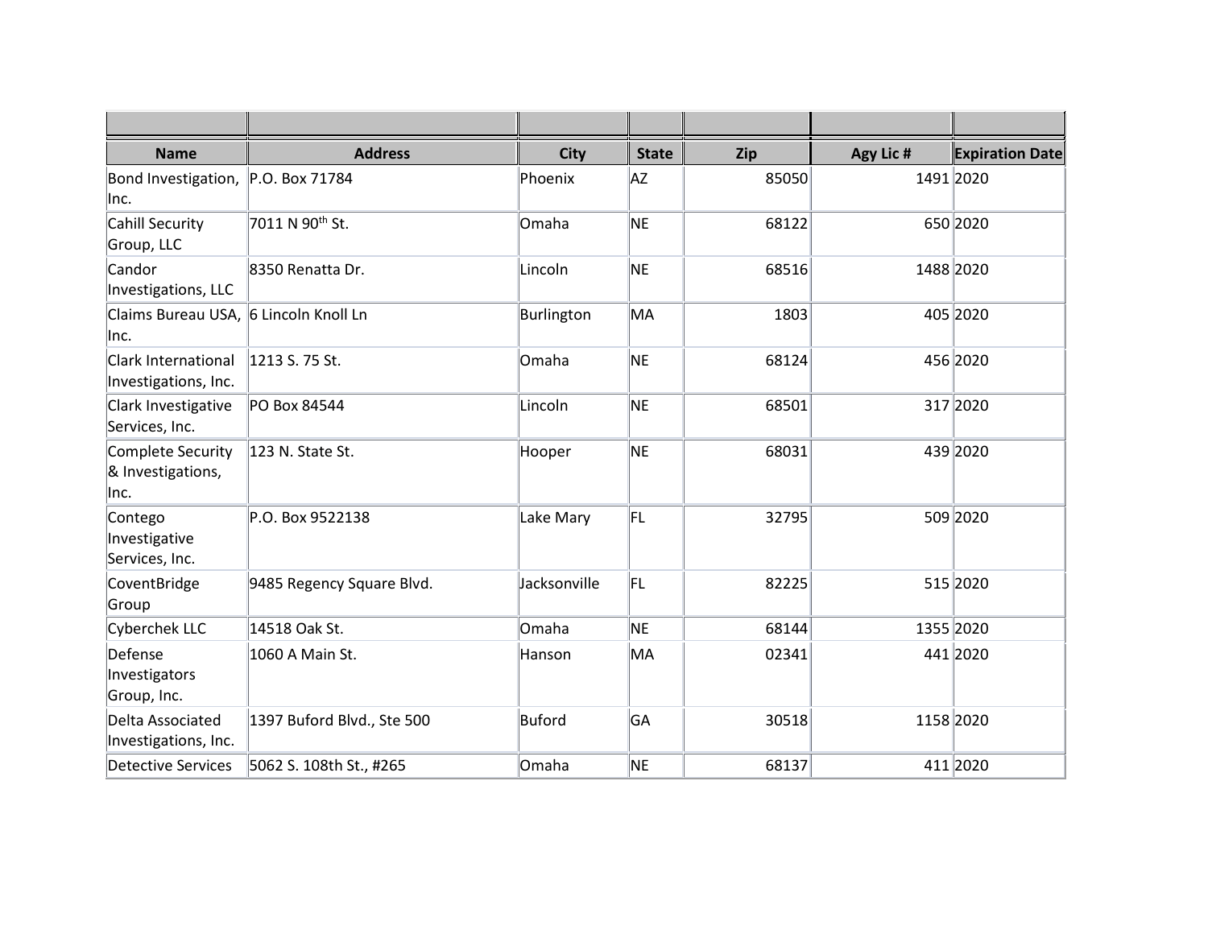| | | | | | | |
|---|---|---|---|---|---|---|
| **Name** | **Address** | **City** | **State** | **Zip** | **Agy Lic #** | **Expiration Date** |
| Bond Investigation, Inc. | P.O. Box 71784 | Phoenix | AZ | 85050 | 1491 | 2020 |
| Cahill Security Group, LLC | 7011 N 90th St. | Omaha | NE | 68122 | 650 | 2020 |
| Candor Investigations, LLC | 8350 Renatta Dr. | Lincoln | NE | 68516 | 1488 | 2020 |
| Claims Bureau USA, Inc. | 6 Lincoln Knoll Ln | Burlington | MA | 1803 | 405 | 2020 |
| Clark International Investigations, Inc. | 1213 S. 75 St. | Omaha | NE | 68124 | 456 | 2020 |
| Clark Investigative Services, Inc. | PO Box 84544 | Lincoln | NE | 68501 | 317 | 2020 |
| Complete Security & Investigations, Inc. | 123 N. State St. | Hooper | NE | 68031 | 439 | 2020 |
| Contego Investigative Services, Inc. | P.O. Box 9522138 | Lake Mary | FL | 32795 | 509 | 2020 |
| CoventBridge Group | 9485 Regency Square Blvd. | Jacksonville | FL | 82225 | 515 | 2020 |
| Cyberchek LLC | 14518 Oak St. | Omaha | NE | 68144 | 1355 | 2020 |
| Defense Investigators Group, Inc. | 1060 A Main St. | Hanson | MA | 02341 | 441 | 2020 |
| Delta Associated Investigations, Inc. | 1397 Buford Blvd., Ste 500 | Buford | GA | 30518 | 1158 | 2020 |
| Detective Services | 5062 S. 108th St., #265 | Omaha | NE | 68137 | 411 | 2020 |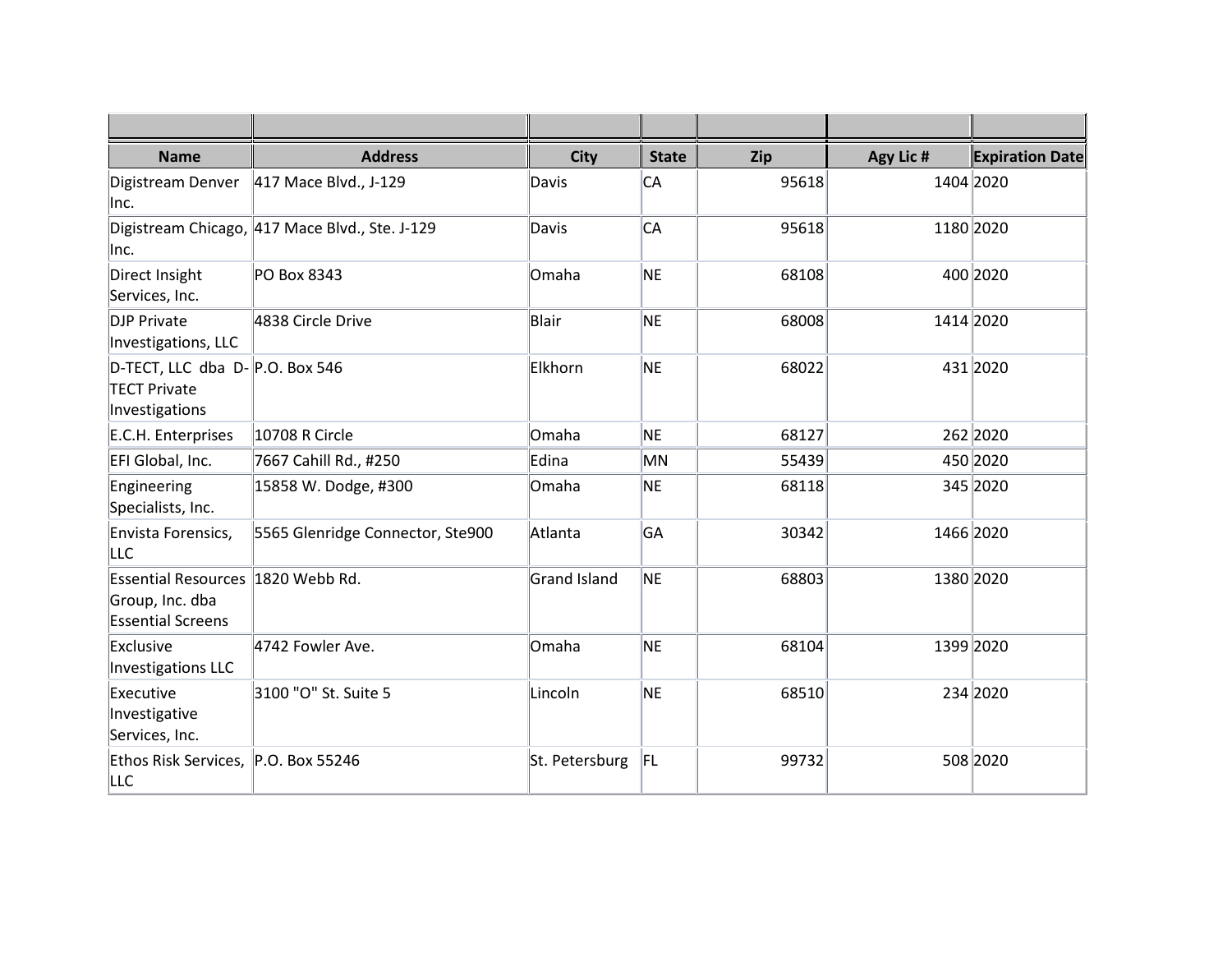| | | | | | | |
|---|---|---|---|---|---|---|
| **Name** | **Address** | **City** | **State** | **Zip** | **Agy Lic #** | **Expiration Date** |
| Digistream Denver Inc. | 417 Mace Blvd., J-129 | Davis | CA | 95618 | 1404 | 2020 |
| Digistream Chicago, Inc. | 417 Mace Blvd., Ste. J-129 | Davis | CA | 95618 | 1180 | 2020 |
| Direct Insight Services, Inc. | PO Box 8343 | Omaha | NE | 68108 | 400 | 2020 |
| DJP Private Investigations, LLC | 4838 Circle Drive | Blair | NE | 68008 | 1414 | 2020 |
| D-TECT, LLC dba D-TECT Private Investigations | P.O. Box 546 | Elkhorn | NE | 68022 | 431 | 2020 |
| E.C.H. Enterprises | 10708 R Circle | Omaha | NE | 68127 | 262 | 2020 |
| EFI Global, Inc. | 7667 Cahill Rd., #250 | Edina | MN | 55439 | 450 | 2020 |
| Engineering Specialists, Inc. | 15858 W. Dodge, #300 | Omaha | NE | 68118 | 345 | 2020 |
| Envista Forensics, LLC | 5565 Glenridge Connector, Ste900 | Atlanta | GA | 30342 | 1466 | 2020 |
| Essential Resources Group, Inc. dba Essential Screens | 1820 Webb Rd. | Grand Island | NE | 68803 | 1380 | 2020 |
| Exclusive Investigations LLC | 4742 Fowler Ave. | Omaha | NE | 68104 | 1399 | 2020 |
| Executive Investigative Services, Inc. | 3100 "O" St. Suite 5 | Lincoln | NE | 68510 | 234 | 2020 |
| Ethos Risk Services, LLC | P.O. Box 55246 | St. Petersburg | FL | 99732 | 508 | 2020 |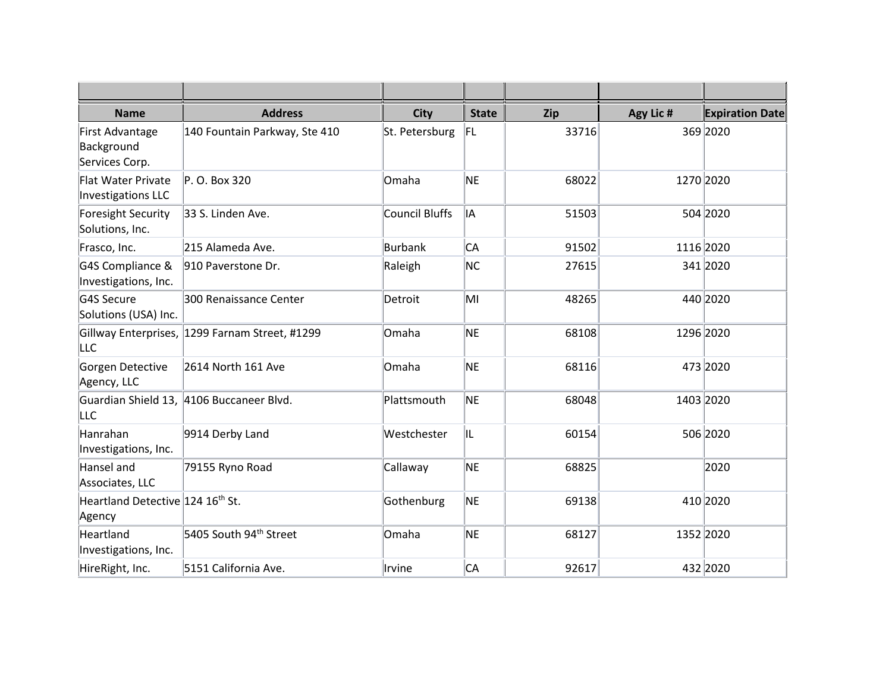| | | | | | | |
|---|---|---|---|---|---|---|
| **Name** | **Address** | **City** | **State** | **Zip** | **Agy Lic #** | **Expiration Date** |
| First Advantage Background Services Corp. | 140 Fountain Parkway, Ste 410 | St. Petersburg | FL | 33716 | 369 | 2020 |
| Flat Water Private Investigations LLC | P. O. Box 320 | Omaha | NE | 68022 | 1270 | 2020 |
| Foresight Security Solutions, Inc. | 33 S. Linden Ave. | Council Bluffs | IA | 51503 | 504 | 2020 |
| Frasco, Inc. | 215 Alameda Ave. | Burbank | CA | 91502 | 1116 | 2020 |
| G4S Compliance & Investigations, Inc. | 910 Paverstone Dr. | Raleigh | NC | 27615 | 341 | 2020 |
| G4S Secure Solutions (USA) Inc. | 300 Renaissance Center | Detroit | MI | 48265 | 440 | 2020 |
| Gillway Enterprises, LLC | 1299 Farnam Street, #1299 | Omaha | NE | 68108 | 1296 | 2020 |
| Gorgen Detective Agency, LLC | 2614 North 161 Ave | Omaha | NE | 68116 | 473 | 2020 |
| Guardian Shield 13, LLC | 4106 Buccaneer Blvd. | Plattsmouth | NE | 68048 | 1403 | 2020 |
| Hanrahan Investigations, Inc. | 9914 Derby Land | Westchester | IL | 60154 | 506 | 2020 |
| Hansel and Associates, LLC | 79155 Ryno Road | Callaway | NE | 68825 | | 2020 |
| Heartland Detective Agency | 124 16th St. | Gothenburg | NE | 69138 | 410 | 2020 |
| Heartland Investigations, Inc. | 5405 South 94th Street | Omaha | NE | 68127 | 1352 | 2020 |
| HireRight, Inc. | 5151 California Ave. | Irvine | CA | 92617 | 432 | 2020 |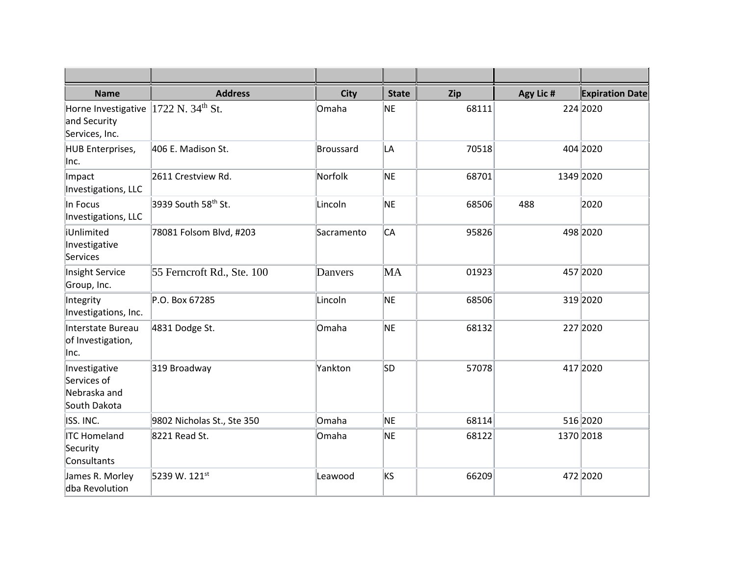| Name | Address | City | State | Zip | Agy Lic # | Expiration Date |
|---|---|---|---|---|---|---|
| Horne Investigative and Security Services, Inc. | 1722 N. 34th St. | Omaha | NE | 68111 | 224 | 2020 |
| HUB Enterprises, Inc. | 406 E. Madison St. | Broussard | LA | 70518 | 404 | 2020 |
| Impact Investigations, LLC | 2611 Crestview Rd. | Norfolk | NE | 68701 | 1349 | 2020 |
| In Focus Investigations, LLC | 3939 South 58th St. | Lincoln | NE | 68506 | 488 | 2020 |
| iUnlimited Investigative Services | 78081 Folsom Blvd, #203 | Sacramento | CA | 95826 | 498 | 2020 |
| Insight Service Group, Inc. | 55 Ferncroft Rd., Ste. 100 | Danvers | MA | 01923 | 457 | 2020 |
| Integrity Investigations, Inc. | P.O. Box 67285 | Lincoln | NE | 68506 | 319 | 2020 |
| Interstate Bureau of Investigation, Inc. | 4831 Dodge St. | Omaha | NE | 68132 | 227 | 2020 |
| Investigative Services of Nebraska and South Dakota | 319 Broadway | Yankton | SD | 57078 | 417 | 2020 |
| ISS. INC. | 9802 Nicholas St., Ste 350 | Omaha | NE | 68114 | 516 | 2020 |
| ITC Homeland Security Consultants | 8221 Read St. | Omaha | NE | 68122 | 1370 | 2018 |
| James R. Morley dba Revolution | 5239 W. 121st | Leawood | KS | 66209 | 472 | 2020 |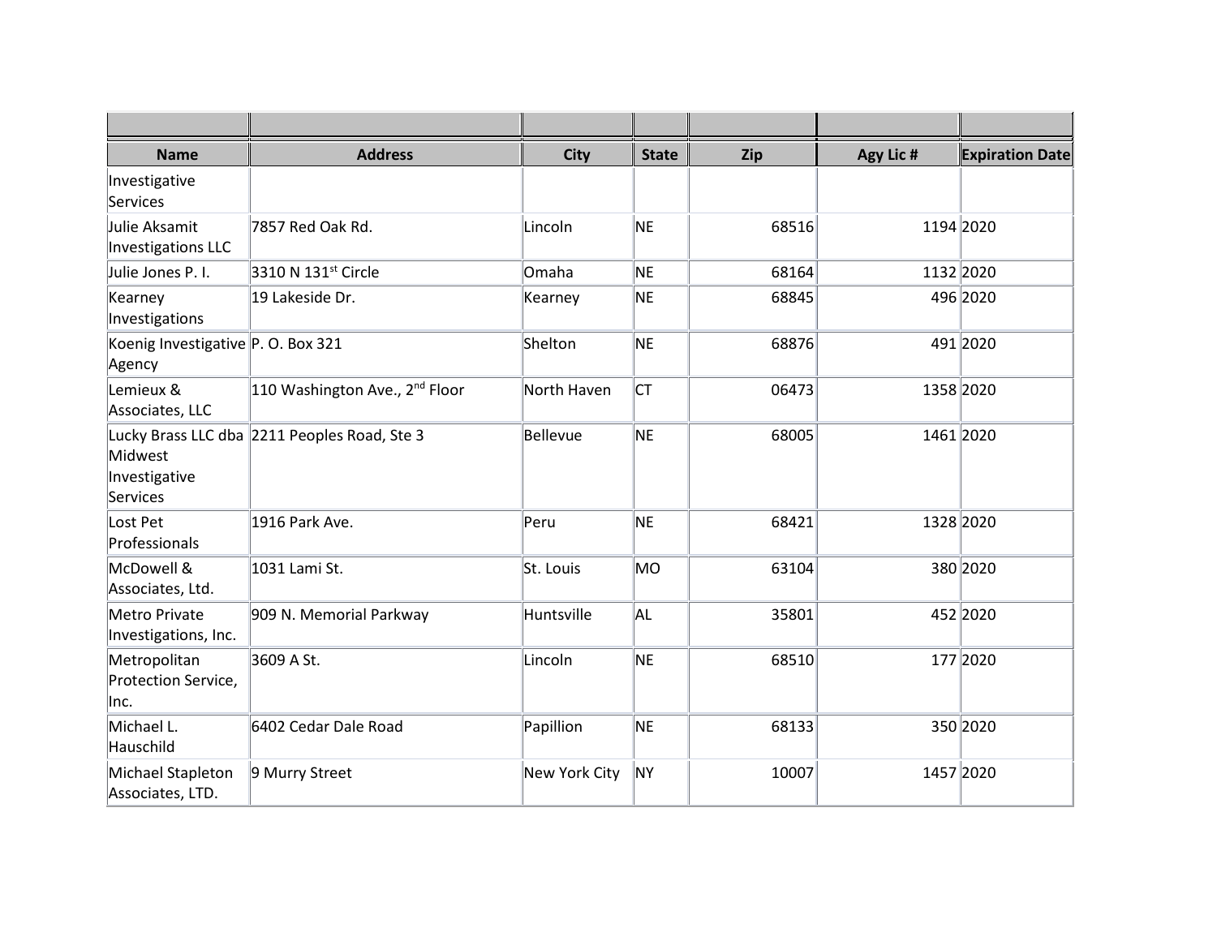| | | | | | | |
|---|---|---|---|---|---|---|
| **Name** | **Address** | **City** | **State** | **Zip** | **Agy Lic #** | **Expiration Date** |
| Investigative Services | | | | | | |
| Julie Aksamit Investigations LLC | 7857 Red Oak Rd. | Lincoln | NE | 68516 | 1194 | 2020 |
| Julie Jones P. I. | 3310 N 131st Circle | Omaha | NE | 68164 | 1132 | 2020 |
| Kearney Investigations | 19 Lakeside Dr. | Kearney | NE | 68845 | 496 | 2020 |
| Koenig Investigative Agency | P. O. Box 321 | Shelton | NE | 68876 | 491 | 2020 |
| Lemieux & Associates, LLC | 110 Washington Ave., 2nd Floor | North Haven | CT | 06473 | 1358 | 2020 |
| Lucky Brass LLC dba Midwest Investigative Services | 2211 Peoples Road, Ste 3 | Bellevue | NE | 68005 | 1461 | 2020 |
| Lost Pet Professionals | 1916 Park Ave. | Peru | NE | 68421 | 1328 | 2020 |
| McDowell & Associates, Ltd. | 1031 Lami St. | St. Louis | MO | 63104 | 380 | 2020 |
| Metro Private Investigations, Inc. | 909 N. Memorial Parkway | Huntsville | AL | 35801 | 452 | 2020 |
| Metropolitan Protection Service, Inc. | 3609 A St. | Lincoln | NE | 68510 | 177 | 2020 |
| Michael L. Hauschild | 6402 Cedar Dale Road | Papillion | NE | 68133 | 350 | 2020 |
| Michael Stapleton Associates, LTD. | 9 Murry Street | New York City | NY | 10007 | 1457 | 2020 |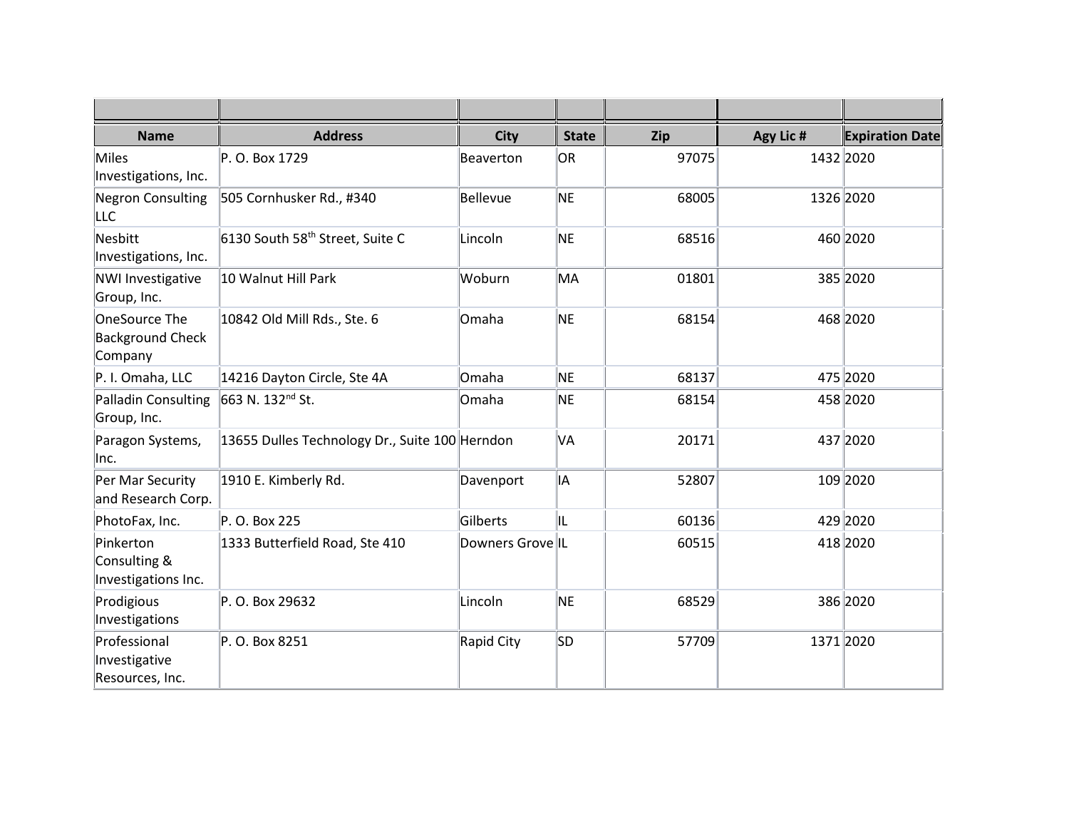| Name | Address | City | State | Zip | Agy Lic # | Expiration Date |
|---|---|---|---|---|---|---|
| Miles Investigations, Inc. | P. O. Box 1729 | Beaverton | OR | 97075 | 1432 | 2020 |
| Negron Consulting LLC | 505 Cornhusker Rd., #340 | Bellevue | NE | 68005 | 1326 | 2020 |
| Nesbitt Investigations, Inc. | 6130 South 58th Street, Suite C | Lincoln | NE | 68516 | 460 | 2020 |
| NWI Investigative Group, Inc. | 10 Walnut Hill Park | Woburn | MA | 01801 | 385 | 2020 |
| OneSource The Background Check Company | 10842 Old Mill Rds., Ste. 6 | Omaha | NE | 68154 | 468 | 2020 |
| P. I. Omaha, LLC | 14216 Dayton Circle, Ste 4A | Omaha | NE | 68137 | 475 | 2020 |
| Palladin Consulting Group, Inc. | 663 N. 132nd St. | Omaha | NE | 68154 | 458 | 2020 |
| Paragon Systems, Inc. | 13655 Dulles Technology Dr., Suite 100 | Herndon | VA | 20171 | 437 | 2020 |
| Per Mar Security and Research Corp. | 1910 E. Kimberly Rd. | Davenport | IA | 52807 | 109 | 2020 |
| PhotoFax, Inc. | P. O. Box 225 | Gilberts | IL | 60136 | 429 | 2020 |
| Pinkerton Consulting & Investigations Inc. | 1333 Butterfield Road, Ste 410 | Downers Grove | IL | 60515 | 418 | 2020 |
| Prodigious Investigations | P. O. Box 29632 | Lincoln | NE | 68529 | 386 | 2020 |
| Professional Investigative Resources, Inc. | P. O. Box 8251 | Rapid City | SD | 57709 | 1371 | 2020 |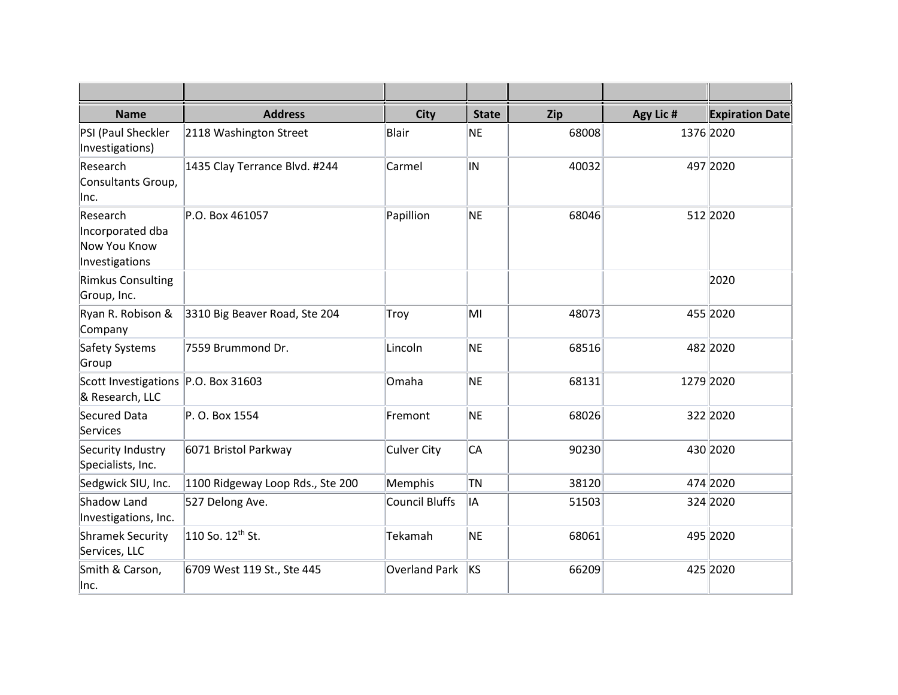| | | | | | | |
|---|---|---|---|---|---|---|
| **Name** | **Address** | **City** | **State** | **Zip** | **Agy Lic #** | **Expiration Date** |
| PSI (Paul Sheckler Investigations) | 2118 Washington Street | Blair | NE | 68008 | 1376 | 2020 |
| Research Consultants Group, Inc. | 1435 Clay Terrance Blvd. #244 | Carmel | IN | 40032 | 497 | 2020 |
| Research Incorporated dba Now You Know Investigations | P.O. Box 461057 | Papillion | NE | 68046 | 512 | 2020 |
| Rimkus Consulting Group, Inc. | | | | | | 2020 |
| Ryan R. Robison & Company | 3310 Big Beaver Road, Ste 204 | Troy | MI | 48073 | 455 | 2020 |
| Safety Systems Group | 7559 Brummond Dr. | Lincoln | NE | 68516 | 482 | 2020 |
| Scott Investigations & Research, LLC | P.O. Box 31603 | Omaha | NE | 68131 | 1279 | 2020 |
| Secured Data Services | P. O. Box 1554 | Fremont | NE | 68026 | 322 | 2020 |
| Security Industry Specialists, Inc. | 6071 Bristol Parkway | Culver City | CA | 90230 | 430 | 2020 |
| Sedgwick SIU, Inc. | 1100 Ridgeway Loop Rds., Ste 200 | Memphis | TN | 38120 | 474 | 2020 |
| Shadow Land Investigations, Inc. | 527 Delong Ave. | Council Bluffs | IA | 51503 | 324 | 2020 |
| Shramek Security Services, LLC | 110 So. 12th St. | Tekamah | NE | 68061 | 495 | 2020 |
| Smith & Carson, Inc. | 6709 West 119 St., Ste 445 | Overland Park | KS | 66209 | 425 | 2020 |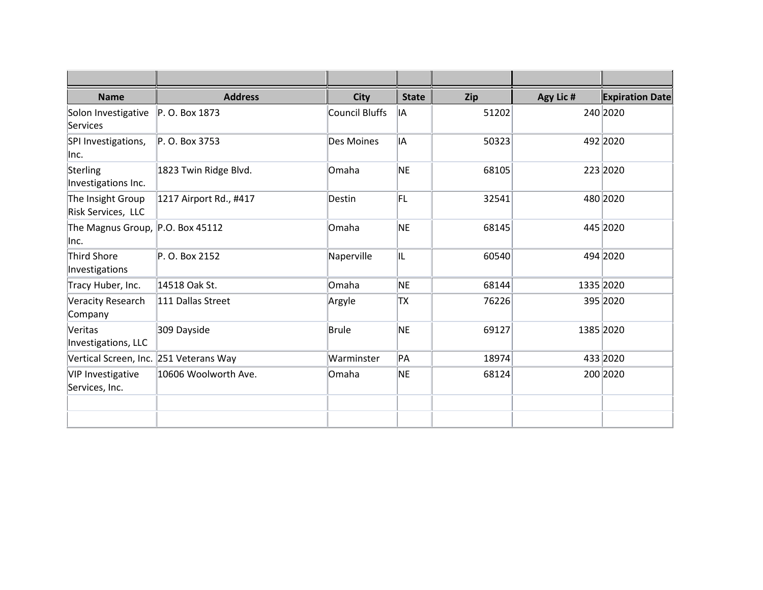| Name | Address | City | State | Zip | Agy Lic # | Expiration Date |
|---|---|---|---|---|---|---|
| Solon Investigative Services | P. O. Box 1873 | Council Bluffs | IA | 51202 | 240 | 2020 |
| SPI Investigations, Inc. | P. O. Box 3753 | Des Moines | IA | 50323 | 492 | 2020 |
| Sterling Investigations Inc. | 1823 Twin Ridge Blvd. | Omaha | NE | 68105 | 223 | 2020 |
| The Insight Group Risk Services, LLC | 1217 Airport Rd., #417 | Destin | FL | 32541 | 480 | 2020 |
| The Magnus Group, Inc. | P.O. Box 45112 | Omaha | NE | 68145 | 445 | 2020 |
| Third Shore Investigations | P. O. Box 2152 | Naperville | IL | 60540 | 494 | 2020 |
| Tracy Huber, Inc. | 14518 Oak St. | Omaha | NE | 68144 | 1335 | 2020 |
| Veracity Research Company | 111 Dallas Street | Argyle | TX | 76226 | 395 | 2020 |
| Veritas Investigations, LLC | 309 Dayside | Brule | NE | 69127 | 1385 | 2020 |
| Vertical Screen, Inc. | 251 Veterans Way | Warminster | PA | 18974 | 433 | 2020 |
| VIP Investigative Services, Inc. | 10606 Woolworth Ave. | Omaha | NE | 68124 | 200 | 2020 |